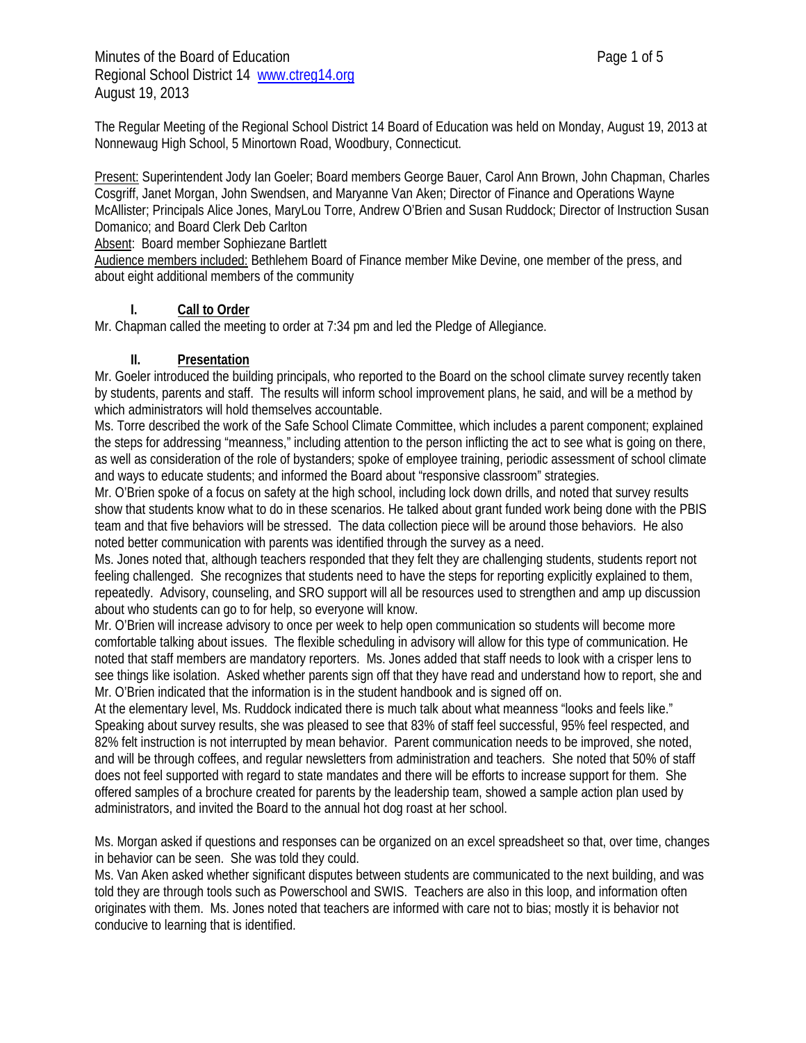Minutes of the Board of Education
Regional School District 14 www.ctreg14.org
August 19, 2013

The Regular Meeting of the Regional School District 14 Board of Education was held on Monday, August 19, 2013 at Nonnewaug High School, 5 Minortown Road, Woodbury, Connecticut.

Present: Superintendent Jody Ian Goeler; Board members George Bauer, Carol Ann Brown, John Chapman, Charles Cosgriff, Janet Morgan, John Swendsen, and Maryanne Van Aken; Director of Finance and Operations Wayne McAllister; Principals Alice Jones, MaryLou Torre, Andrew O'Brien and Susan Ruddock; Director of Instruction Susan Domanico; and Board Clerk Deb Carlton
Absent: Board member Sophiezane Bartlett
Audience members included: Bethlehem Board of Finance member Mike Devine, one member of the press, and about eight additional members of the community

## I. Call to Order

Mr. Chapman called the meeting to order at 7:34 pm and led the Pledge of Allegiance.

## II. Presentation

Mr. Goeler introduced the building principals, who reported to the Board on the school climate survey recently taken by students, parents and staff. The results will inform school improvement plans, he said, and will be a method by which administrators will hold themselves accountable.
Ms. Torre described the work of the Safe School Climate Committee, which includes a parent component; explained the steps for addressing "meanness," including attention to the person inflicting the act to see what is going on there, as well as consideration of the role of bystanders; spoke of employee training, periodic assessment of school climate and ways to educate students; and informed the Board about "responsive classroom" strategies.
Mr. O'Brien spoke of a focus on safety at the high school, including lock down drills, and noted that survey results show that students know what to do in these scenarios. He talked about grant funded work being done with the PBIS team and that five behaviors will be stressed. The data collection piece will be around those behaviors. He also noted better communication with parents was identified through the survey as a need.
Ms. Jones noted that, although teachers responded that they felt they are challenging students, students report not feeling challenged. She recognizes that students need to have the steps for reporting explicitly explained to them, repeatedly. Advisory, counseling, and SRO support will all be resources used to strengthen and amp up discussion about who students can go to for help, so everyone will know.
Mr. O'Brien will increase advisory to once per week to help open communication so students will become more comfortable talking about issues. The flexible scheduling in advisory will allow for this type of communication. He noted that staff members are mandatory reporters. Ms. Jones added that staff needs to look with a crisper lens to see things like isolation. Asked whether parents sign off that they have read and understand how to report, she and Mr. O'Brien indicated that the information is in the student handbook and is signed off on.
At the elementary level, Ms. Ruddock indicated there is much talk about what meanness "looks and feels like." Speaking about survey results, she was pleased to see that 83% of staff feel successful, 95% feel respected, and 82% felt instruction is not interrupted by mean behavior. Parent communication needs to be improved, she noted, and will be through coffees, and regular newsletters from administration and teachers. She noted that 50% of staff does not feel supported with regard to state mandates and there will be efforts to increase support for them. She offered samples of a brochure created for parents by the leadership team, showed a sample action plan used by administrators, and invited the Board to the annual hot dog roast at her school.

Ms. Morgan asked if questions and responses can be organized on an excel spreadsheet so that, over time, changes in behavior can be seen. She was told they could.
Ms. Van Aken asked whether significant disputes between students are communicated to the next building, and was told they are through tools such as Powerschool and SWIS. Teachers are also in this loop, and information often originates with them. Ms. Jones noted that teachers are informed with care not to bias; mostly it is behavior not conducive to learning that is identified.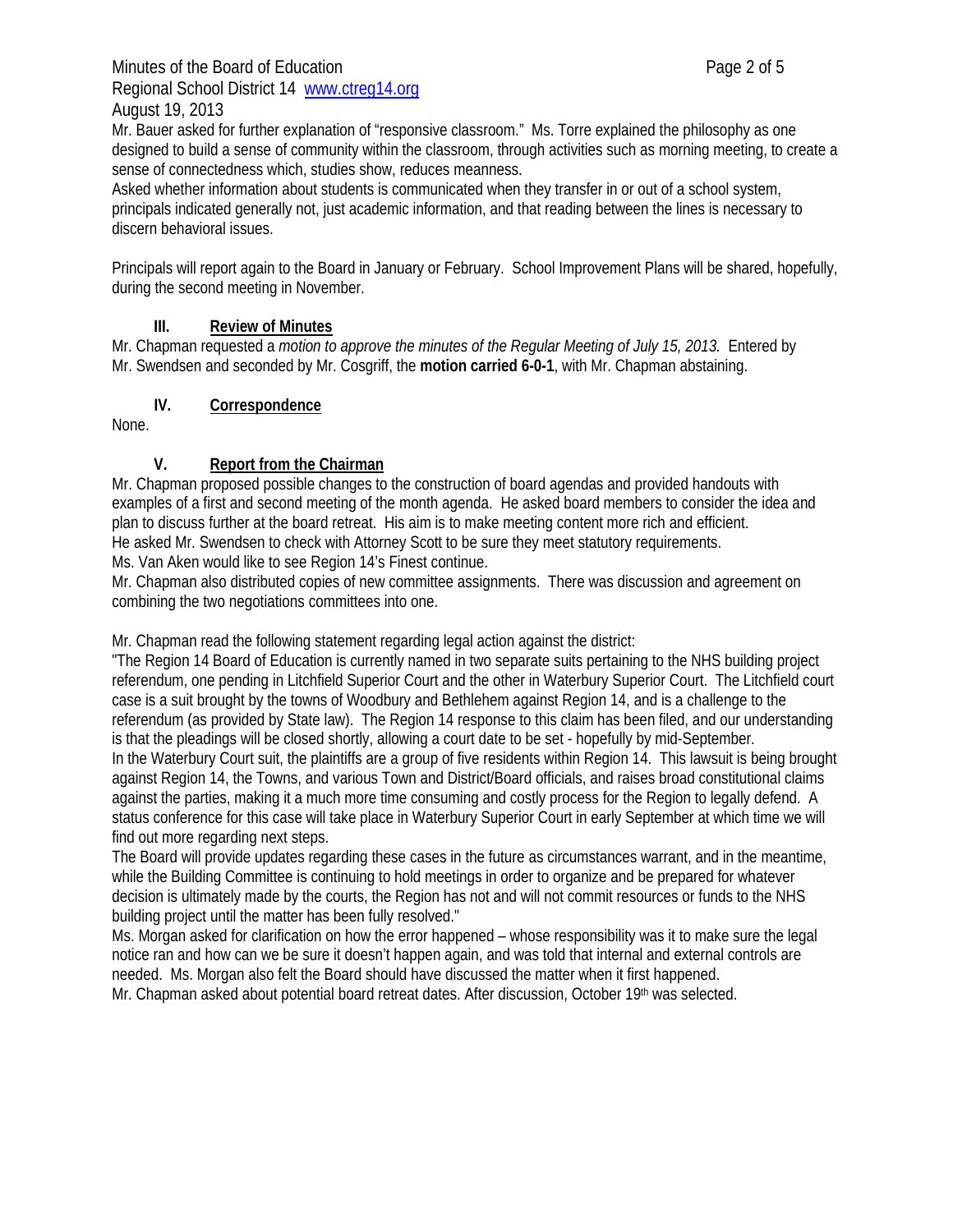Mr. Bauer asked for further explanation of "responsive classroom." Ms. Torre explained the philosophy as one designed to build a sense of community within the classroom, through activities such as morning meeting, to create a sense of connectedness which, studies show, reduces meanness.
Asked whether information about students is communicated when they transfer in or out of a school system, principals indicated generally not, just academic information, and that reading between the lines is necessary to discern behavioral issues.

Principals will report again to the Board in January or February. School Improvement Plans will be shared, hopefully, during the second meeting in November.

## III. Review of Minutes

Mr. Chapman requested a *motion to approve the minutes of the Regular Meeting of July 15, 2013.* Entered by Mr. Swendsen and seconded by Mr. Cosgriff, the **motion carried 6-0-1**, with Mr. Chapman abstaining.

## IV. Correspondence

None.

## V. Report from the Chairman

Mr. Chapman proposed possible changes to the construction of board agendas and provided handouts with examples of a first and second meeting of the month agenda. He asked board members to consider the idea and plan to discuss further at the board retreat. His aim is to make meeting content more rich and efficient.
He asked Mr. Swendsen to check with Attorney Scott to be sure they meet statutory requirements.
Ms. Van Aken would like to see Region 14's Finest continue.
Mr. Chapman also distributed copies of new committee assignments. There was discussion and agreement on combining the two negotiations committees into one.

Mr. Chapman read the following statement regarding legal action against the district:
"The Region 14 Board of Education is currently named in two separate suits pertaining to the NHS building project referendum, one pending in Litchfield Superior Court and the other in Waterbury Superior Court. The Litchfield court case is a suit brought by the towns of Woodbury and Bethlehem against Region 14, and is a challenge to the referendum (as provided by State law). The Region 14 response to this claim has been filed, and our understanding is that the pleadings will be closed shortly, allowing a court date to be set - hopefully by mid-September.
In the Waterbury Court suit, the plaintiffs are a group of five residents within Region 14. This lawsuit is being brought against Region 14, the Towns, and various Town and District/Board officials, and raises broad constitutional claims against the parties, making it a much more time consuming and costly process for the Region to legally defend. A status conference for this case will take place in Waterbury Superior Court in early September at which time we will find out more regarding next steps.
The Board will provide updates regarding these cases in the future as circumstances warrant, and in the meantime, while the Building Committee is continuing to hold meetings in order to organize and be prepared for whatever decision is ultimately made by the courts, the Region has not and will not commit resources or funds to the NHS building project until the matter has been fully resolved."
Ms. Morgan asked for clarification on how the error happened – whose responsibility was it to make sure the legal notice ran and how can we be sure it doesn't happen again, and was told that internal and external controls are needed. Ms. Morgan also felt the Board should have discussed the matter when it first happened.
Mr. Chapman asked about potential board retreat dates. After discussion, October 19th was selected.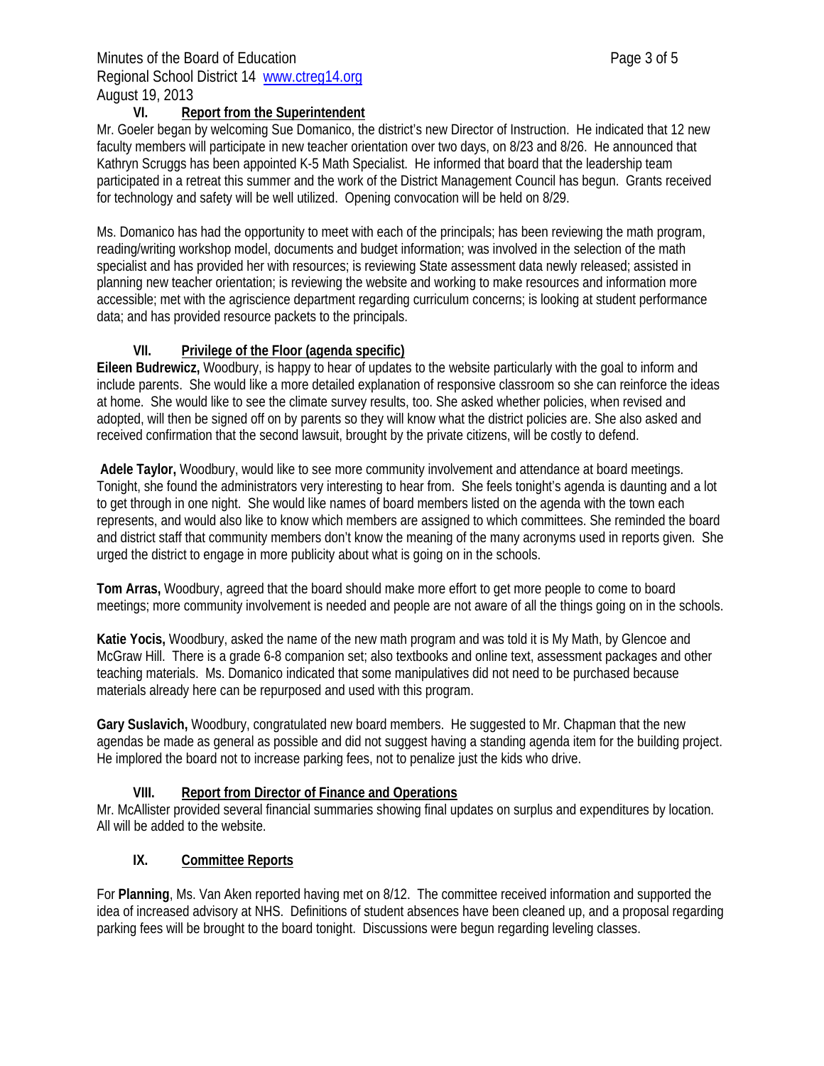## VI. Report from the Superintendent

Mr. Goeler began by welcoming Sue Domanico, the district's new Director of Instruction. He indicated that 12 new faculty members will participate in new teacher orientation over two days, on 8/23 and 8/26. He announced that Kathryn Scruggs has been appointed K-5 Math Specialist. He informed that board that the leadership team participated in a retreat this summer and the work of the District Management Council has begun. Grants received for technology and safety will be well utilized. Opening convocation will be held on 8/29.

Ms. Domanico has had the opportunity to meet with each of the principals; has been reviewing the math program, reading/writing workshop model, documents and budget information; was involved in the selection of the math specialist and has provided her with resources; is reviewing State assessment data newly released; assisted in planning new teacher orientation; is reviewing the website and working to make resources and information more accessible; met with the agriscience department regarding curriculum concerns; is looking at student performance data; and has provided resource packets to the principals.

## VII. Privilege of the Floor (agenda specific)

**Eileen Budrewicz,** Woodbury, is happy to hear of updates to the website particularly with the goal to inform and include parents. She would like a more detailed explanation of responsive classroom so she can reinforce the ideas at home. She would like to see the climate survey results, too. She asked whether policies, when revised and adopted, will then be signed off on by parents so they will know what the district policies are. She also asked and received confirmation that the second lawsuit, brought by the private citizens, will be costly to defend.

**Adele Taylor,** Woodbury, would like to see more community involvement and attendance at board meetings. Tonight, she found the administrators very interesting to hear from. She feels tonight's agenda is daunting and a lot to get through in one night. She would like names of board members listed on the agenda with the town each represents, and would also like to know which members are assigned to which committees. She reminded the board and district staff that community members don't know the meaning of the many acronyms used in reports given. She urged the district to engage in more publicity about what is going on in the schools.

**Tom Arras,** Woodbury, agreed that the board should make more effort to get more people to come to board meetings; more community involvement is needed and people are not aware of all the things going on in the schools.

**Katie Yocis,** Woodbury, asked the name of the new math program and was told it is My Math, by Glencoe and McGraw Hill. There is a grade 6-8 companion set; also textbooks and online text, assessment packages and other teaching materials. Ms. Domanico indicated that some manipulatives did not need to be purchased because materials already here can be repurposed and used with this program.

**Gary Suslavich,** Woodbury, congratulated new board members. He suggested to Mr. Chapman that the new agendas be made as general as possible and did not suggest having a standing agenda item for the building project. He implored the board not to increase parking fees, not to penalize just the kids who drive.

## VIII. Report from Director of Finance and Operations

Mr. McAllister provided several financial summaries showing final updates on surplus and expenditures by location. All will be added to the website.

## IX. Committee Reports

For **Planning**, Ms. Van Aken reported having met on 8/12. The committee received information and supported the idea of increased advisory at NHS. Definitions of student absences have been cleaned up, and a proposal regarding parking fees will be brought to the board tonight. Discussions were begun regarding leveling classes.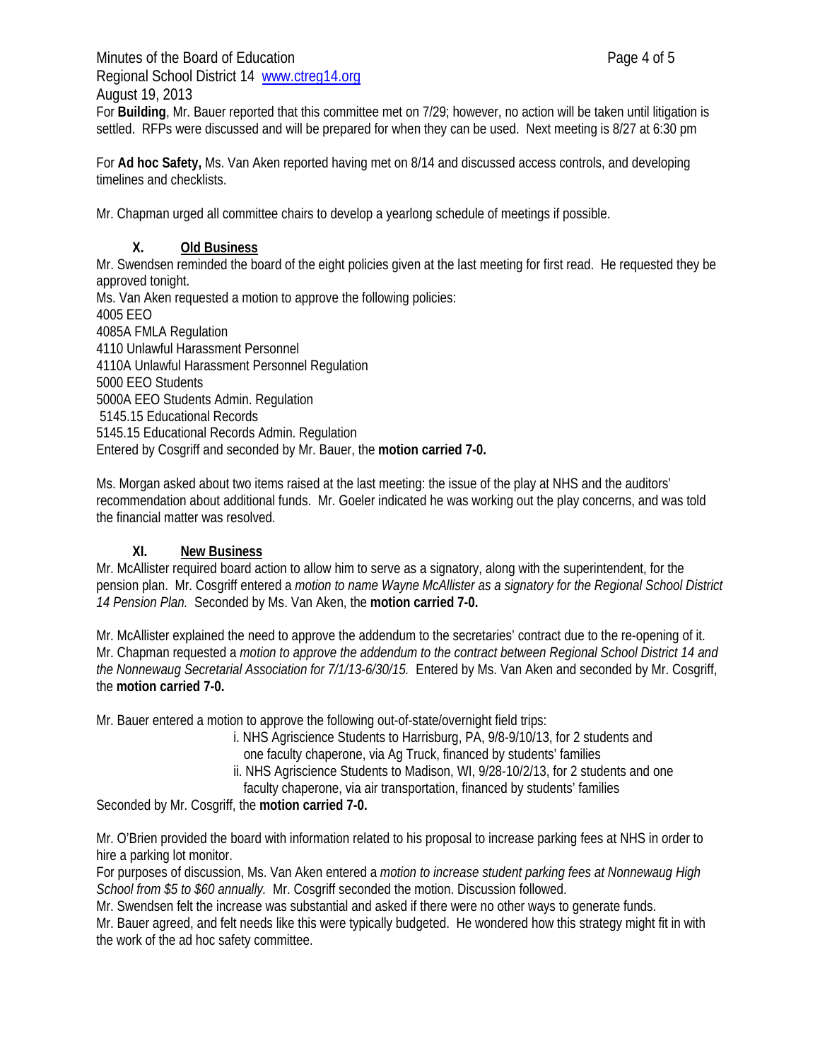For **Building**, Mr. Bauer reported that this committee met on 7/29; however, no action will be taken until litigation is settled. RFPs were discussed and will be prepared for when they can be used. Next meeting is 8/27 at 6:30 pm

For **Ad hoc Safety,** Ms. Van Aken reported having met on 8/14 and discussed access controls, and developing timelines and checklists.

Mr. Chapman urged all committee chairs to develop a yearlong schedule of meetings if possible.

## X. Old Business

Mr. Swendsen reminded the board of the eight policies given at the last meeting for first read. He requested they be approved tonight.

Ms. Van Aken requested a motion to approve the following policies:

4005 EEO
4085A FMLA Regulation
4110 Unlawful Harassment Personnel
4110A Unlawful Harassment Personnel Regulation
5000 EEO Students
5000A EEO Students Admin. Regulation
5145.15 Educational Records
5145.15 Educational Records Admin. Regulation

Entered by Cosgriff and seconded by Mr. Bauer, the **motion carried 7-0.**

Ms. Morgan asked about two items raised at the last meeting: the issue of the play at NHS and the auditors' recommendation about additional funds. Mr. Goeler indicated he was working out the play concerns, and was told the financial matter was resolved.

## XI. New Business

Mr. McAllister required board action to allow him to serve as a signatory, along with the superintendent, for the pension plan. Mr. Cosgriff entered a *motion to name Wayne McAllister as a signatory for the Regional School District 14 Pension Plan.* Seconded by Ms. Van Aken, the **motion carried 7-0.**

Mr. McAllister explained the need to approve the addendum to the secretaries' contract due to the re-opening of it. Mr. Chapman requested a *motion to approve the addendum to the contract between Regional School District 14 and the Nonnewaug Secretarial Association for 7/1/13-6/30/15.* Entered by Ms. Van Aken and seconded by Mr. Cosgriff, the **motion carried 7-0.**

Mr. Bauer entered a motion to approve the following out-of-state/overnight field trips:

i. NHS Agriscience Students to Harrisburg, PA, 9/8-9/10/13, for 2 students and one faculty chaperone, via Ag Truck, financed by students' families
ii. NHS Agriscience Students to Madison, WI, 9/28-10/2/13, for 2 students and one faculty chaperone, via air transportation, financed by students' families

Seconded by Mr. Cosgriff, the **motion carried 7-0.**

Mr. O'Brien provided the board with information related to his proposal to increase parking fees at NHS in order to hire a parking lot monitor.

For purposes of discussion, Ms. Van Aken entered a *motion to increase student parking fees at Nonnewaug High School from $5 to $60 annually.* Mr. Cosgriff seconded the motion. Discussion followed.

Mr. Swendsen felt the increase was substantial and asked if there were no other ways to generate funds.

Mr. Bauer agreed, and felt needs like this were typically budgeted. He wondered how this strategy might fit in with the work of the ad hoc safety committee.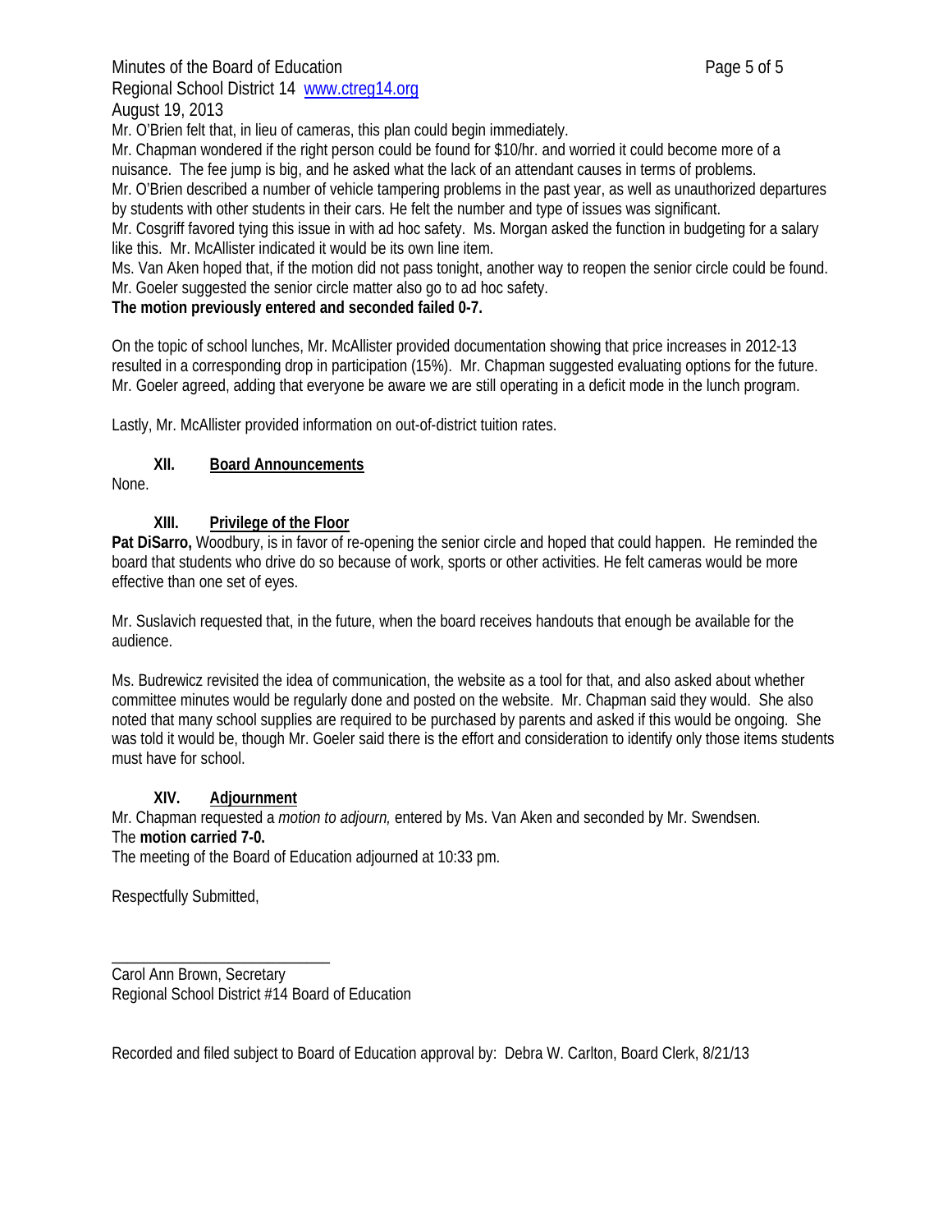Mr. O'Brien felt that, in lieu of cameras, this plan could begin immediately.
Mr. Chapman wondered if the right person could be found for $10/hr. and worried it could become more of a nuisance. The fee jump is big, and he asked what the lack of an attendant causes in terms of problems.
Mr. O'Brien described a number of vehicle tampering problems in the past year, as well as unauthorized departures by students with other students in their cars. He felt the number and type of issues was significant.
Mr. Cosgriff favored tying this issue in with ad hoc safety. Ms. Morgan asked the function in budgeting for a salary like this. Mr. McAllister indicated it would be its own line item.
Ms. Van Aken hoped that, if the motion did not pass tonight, another way to reopen the senior circle could be found.
Mr. Goeler suggested the senior circle matter also go to ad hoc safety.
**The motion previously entered and seconded failed 0-7.**

On the topic of school lunches, Mr. McAllister provided documentation showing that price increases in 2012-13 resulted in a corresponding drop in participation (15%). Mr. Chapman suggested evaluating options for the future. Mr. Goeler agreed, adding that everyone be aware we are still operating in a deficit mode in the lunch program.

Lastly, Mr. McAllister provided information on out-of-district tuition rates.

## XII. Board Announcements

None.

## XIII. Privilege of the Floor

**Pat DiSarro,** Woodbury, is in favor of re-opening the senior circle and hoped that could happen. He reminded the board that students who drive do so because of work, sports or other activities. He felt cameras would be more effective than one set of eyes.

Mr. Suslavich requested that, in the future, when the board receives handouts that enough be available for the audience.

Ms. Budrewicz revisited the idea of communication, the website as a tool for that, and also asked about whether committee minutes would be regularly done and posted on the website. Mr. Chapman said they would. She also noted that many school supplies are required to be purchased by parents and asked if this would be ongoing. She was told it would be, though Mr. Goeler said there is the effort and consideration to identify only those items students must have for school.

## XIV. Adjournment

Mr. Chapman requested a *motion to adjourn,* entered by Ms. Van Aken and seconded by Mr. Swendsen.
The **motion carried 7-0.**
The meeting of the Board of Education adjourned at 10:33 pm.

Respectfully Submitted,

\_\_\_\_\_\_\_\_\_\_\_\_\_\_\_\_\_\_\_\_\_\_\_\_\_\_\_\_
Carol Ann Brown, Secretary
Regional School District #14 Board of Education

Recorded and filed subject to Board of Education approval by: Debra W. Carlton, Board Clerk, 8/21/13